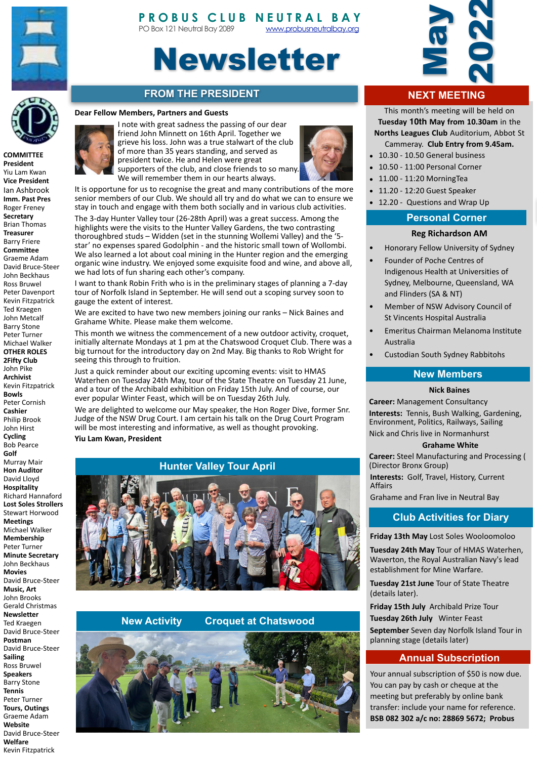# PROBUS CLUB NEUTRAL BAY

PO Box 121 Neutral Bay 2089 www.probusneutralbay.org

# Newsletter

**May 2022**

## FROM THE PRESIDENT

**Dear Fellow Members, Partners and Guests**

I note with great sadness the passing of our dear friend John Minnett on 16th April. Together we grieve his loss. John was a true stalwart of the club of more than 35 years standing, and served as president twice. He and Helen were great supporters of the club, and close friends to so many. We will remember them in our hearts always.

It is opportune for us to recognise the great and many contributions of the more senior members of our Club. We should all try and do what we can to ensure we stay in touch and engage with them both socially and in various club activities.

The 3-day Hunter Valley tour (26-28th April) was a great success. Among the highlights were the visits to the Hunter Valley Gardens, the two contrasting thoroughbred studs – Widden (set in the stunning Wollemi Valley) and the '5-star' no expenses spared Godolphin - and the historic small town of Wollombi. We also learned a lot about coal mining in the Hunter region and the emerging organic wine industry. We enjoyed some exquisite food and wine, and above all, we had lots of fun sharing each other's company.

I want to thank Robin Frith who is in the preliminary stages of planning a 7-day tour of Norfolk Island in September. He will send out a scoping survey soon to gauge the extent of interest.

We are excited to have two new members joining our ranks – Nick Baines and Grahame White. Please make them welcome.

This month we witness the commencement of a new outdoor activity, croquet, initially alternate Mondays at 1 pm at the Chatswood Croquet Club. There was a big turnout for the introductory day on 2nd May. Big thanks to Rob Wright for seeing this through to fruition.

Just a quick reminder about our exciting upcoming events: visit to HMAS Waterhen on Tuesday 24th May, tour of the State Theatre on Tuesday 21 June, and a tour of the Archibald exhibition on Friday 15th July. And of course, our ever popular Winter Feast, which will be on Tuesday 26th July.

We are delighted to welcome our May speaker, the Hon Roger Dive, former Snr. Judge of the NSW Drug Court. I am certain his talk on the Drug Court Program will be most interesting and informative, as well as thought provoking.

**Yiu Lam Kwan, President**

## Hunter Valley Tour April

## New Activity Croquet at Chatswood

## NEXT MEETING

This month's meeting will be held on **Tuesday 10th May from 10.30am** in the **Norths Leagues Club** Auditorium, Abbot St Cammeray. **Club Entry from 9.45am.**

- 10.30 - 10.50 General business
- 10.50 - 11:00 Personal Corner
- 11.00 - 11:20 MorningTea
- 11.20 - 12:20 Guest Speaker
- 12.20 - Questions and Wrap Up

## Personal Corner

**Reg Richardson AM**

- Honorary Fellow University of Sydney
- Founder of Poche Centres of Indigenous Health at Universities of Sydney, Melbourne, Queensland, WA and Flinders (SA & NT)
- Member of NSW Advisory Council of St Vincents Hospital Australia
- Emeritus Chairman Melanoma Institute Australia
- Custodian South Sydney Rabbitohs

## New Members

**Nick Baines**

**Career:** Management Consultancy

**Interests:** Tennis, Bush Walking, Gardening, Environment, Politics, Railways, Sailing

Nick and Chris live in Normanhurst

**Grahame White**

**Career:** Steel Manufacturing and Processing ((Director Bronx Group)

**Interests:** Golf, Travel, History, Current Affairs

Grahame and Fran live in Neutral Bay

## Club Activities for Diary

**Friday 13th May** Lost Soles Wooloomoloo

**Tuesday 24th May** Tour of HMAS Waterhen, Waverton, the Royal Australian Navy's lead establishment for Mine Warfare.

**Tuesday 21st June** Tour of State Theatre (details later).

**Friday 15th July** Archibald Prize Tour

**Tuesday 26th July** Winter Feast

**September** Seven day Norfolk Island Tour in planning stage (details later)

## Annual Subscription

Your annual subscription of $50 is now due. You can pay by cash or cheque at the meeting but preferably by online bank transfer: include your name for reference. **BSB 082 302 a/c no: 28869 5672; Probus**

## COMMITTEE

**President**
Yiu Lam Kwan

**Vice President**
Ian Ashbrook

**Imm. Past Pres**
Roger Freney

**Secretary**
Brian Thomas

**Treasurer**
Barry Friere

**Committee**
Graeme Adam
David Bruce-Steer
John Beckhaus
Ross Bruwel
Peter Davenport
Kevin Fitzpatrick
Ted Kraegen
John Metcalf
Barry Stone
Peter Turner
Michael Walker

## OTHER ROLES

**2Fifty Club**
John Pike

**Archivist**
Kevin Fitzpatrick

**Bowls**
Peter Cornish

**Cashier**
Philip Brook
John Hirst

**Cycling**
Bob Pearce

**Golf**
Murray Mair

**Hon Auditor**
David Lloyd

**Hospitality**
Richard Hannaford

**Lost Soles Strollers**
Stewart Horwood

**Meetings**
Michael Walker

**Membership**
Peter Turner

**Minute Secretary**
John Beckhaus

**Movies**
David Bruce-Steer

**Music, Art**
John Brooks
Gerald Christmas

**Newsletter**
Ted Kraegen
David Bruce-Steer

**Postman**
David Bruce-Steer

**Sailing**
Ross Bruwel

**Speakers**
Barry Stone

**Tennis**
Peter Turner

**Tours, Outings**
Graeme Adam

**Website**
David Bruce-Steer

**Welfare**
Kevin Fitzpatrick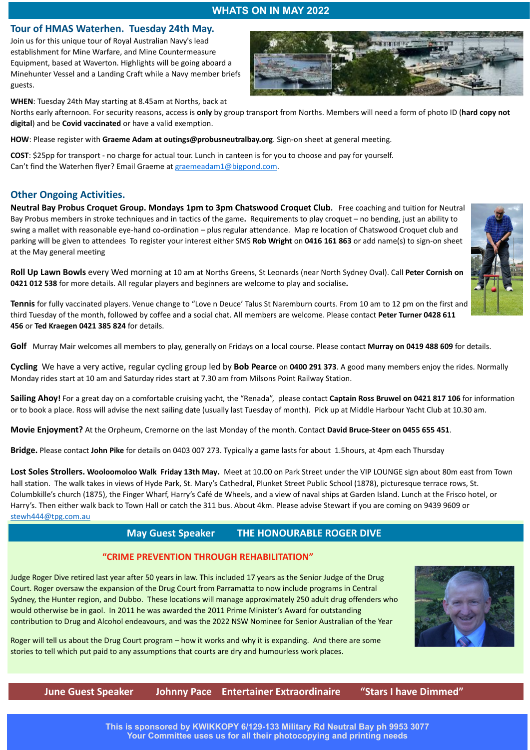## WHATS ON IN MAY 2022

### Tour of HMAS Waterhen. Tuesday 24th May.

Join us for this unique tour of Royal Australian Navy's lead establishment for Mine Warfare, and Mine Countermeasure Equipment, based at Waverton. Highlights will be going aboard a Minehunter Vessel and a Landing Craft while a Navy member briefs guests.

**WHEN**: Tuesday 24th May starting at 8.45am at Norths, back at Norths early afternoon. For security reasons, access is **only** by group transport from Norths. Members will need a form of photo ID (**hard copy not digital**) and be **Covid vaccinated** or have a valid exemption.

**HOW**: Please register with **Graeme Adam at outings@probusneutralbay.org**. Sign-on sheet at general meeting.

**COST**: $25pp for transport - no charge for actual tour. Lunch in canteen is for you to choose and pay for yourself.
Can't find the Waterhen flyer? Email Graeme at graemeadam1@bigpond.com.

### Other Ongoing Activities.

**Neutral Bay Probus Croquet Group. Mondays 1pm to 3pm Chatswood Croquet Club.** Free coaching and tuition for Neutral Bay Probus members in stroke techniques and in tactics of the game**.** Requirements to play croquet – no bending, just an ability to swing a mallet with reasonable eye-hand co-ordination – plus regular attendance. Map re location of Chatswood Croquet club and parking will be given to attendees To register your interest either SMS **Rob Wright** on **0416 161 863** or add name(s) to sign-on sheet at the May general meeting

**Roll Up Lawn Bowls** every Wed morning at 10 am at Norths Greens, St Leonards (near North Sydney Oval). Call **Peter Cornish on 0421 012 538** for more details. All regular players and beginners are welcome to play and socialise**.**

**Tennis** for fully vaccinated players. Venue change to "Love n Deuce' Talus St Naremburn courts. From 10 am to 12 pm on the first and third Tuesday of the month, followed by coffee and a social chat. All members are welcome. Please contact **Peter Turner 0428 611 456** or **Ted Kraegen 0421 385 824** for details.

**Golf** Murray Mair welcomes all members to play, generally on Fridays on a local course. Please contact **Murray on 0419 488 609** for details.

**Cycling** We have a very active, regular cycling group led by **Bob Pearce** on **0400 291 373**. A good many members enjoy the rides. Normally Monday rides start at 10 am and Saturday rides start at 7.30 am from Milsons Point Railway Station.

**Sailing Ahoy!** For a great day on a comfortable cruising yacht, the "Renada", please contact **Captain Ross Bruwel on 0421 817 106** for information or to book a place. Ross will advise the next sailing date (usually last Tuesday of month). Pick up at Middle Harbour Yacht Club at 10.30 am.

**Movie Enjoyment?** At the Orpheum, Cremorne on the last Monday of the month. Contact **David Bruce-Steer on 0455 655 451**.

**Bridge.** Please contact **John Pike** for details on 0403 007 273. Typically a game lasts for about 1.5hours, at 4pm each Thursday

**Lost Soles Strollers. Wooloomoloo Walk Friday 13th May.** Meet at 10.00 on Park Street under the VIP LOUNGE sign about 80m east from Town hall station. The walk takes in views of Hyde Park, St. Mary's Cathedral, Plunket Street Public School (1878), picturesque terrace rows, St. Columbkille's church (1875), the Finger Wharf, Harry's Café de Wheels, and a view of naval ships at Garden Island. Lunch at the Frisco hotel, or Harry's. Then either walk back to Town Hall or catch the 311 bus. About 4km. Please advise Stewart if you are coming on 9439 9609 or stewh444@tpg.com.au

## May Guest Speaker THE HONOURABLE ROGER DIVE

### "CRIME PREVENTION THROUGH REHABILITATION"

Judge Roger Dive retired last year after 50 years in law. This included 17 years as the Senior Judge of the Drug Court. Roger oversaw the expansion of the Drug Court from Parramatta to now include programs in Central Sydney, the Hunter region, and Dubbo. These locations will manage approximately 250 adult drug offenders who would otherwise be in gaol. In 2011 he was awarded the 2011 Prime Minister's Award for outstanding contribution to Drug and Alcohol endeavours, and was the 2022 NSW Nominee for Senior Australian of the Year

Roger will tell us about the Drug Court program – how it works and why it is expanding. And there are some stories to tell which put paid to any assumptions that courts are dry and humourless work places.

## June Guest Speaker Johnny Pace Entertainer Extraordinaire "Stars I have Dimmed"

**This is sponsored by KWIKKOPY 6/129-133 Military Rd Neutral Bay ph 9953 3077**
**Your Committee uses us for all their photocopying and printing needs**